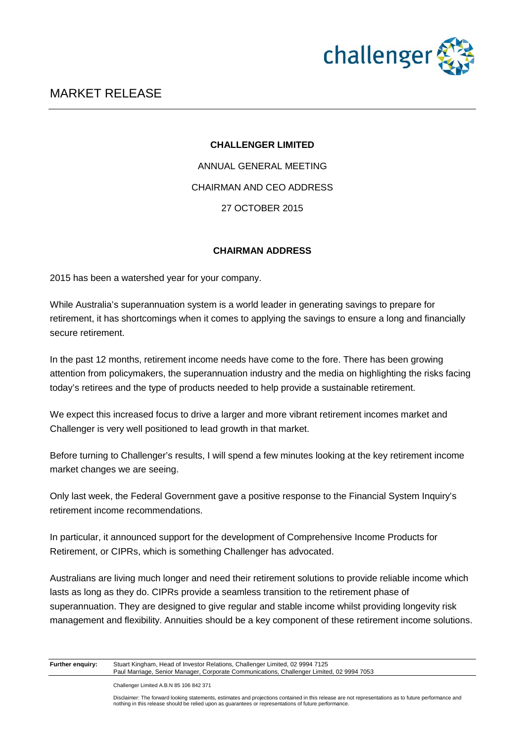# MARKET RELEASE

**CHALLENGER LIMITED**

ANNUAL GENERAL MEETING

CHAIRMAN AND CEO ADDRESS

27 OCTOBER 2015

## CHAIRMAN ADDRESS

2015 has been a watershed year for your company.

While Australia's superannuation system is a world leader in generating savings to prepare for retirement, it has shortcomings when it comes to applying the savings to ensure a long and financially secure retirement.

In the past 12 months, retirement income needs have come to the fore. There has been growing attention from policymakers, the superannuation industry and the media on highlighting the risks facing today's retirees and the type of products needed to help provide a sustainable retirement.

We expect this increased focus to drive a larger and more vibrant retirement incomes market and Challenger is very well positioned to lead growth in that market.

Before turning to Challenger's results, I will spend a few minutes looking at the key retirement income market changes we are seeing.

Only last week, the Federal Government gave a positive response to the Financial System Inquiry's retirement income recommendations.

In particular, it announced support for the development of Comprehensive Income Products for Retirement, or CIPRs, which is something Challenger has advocated.

Australians are living much longer and need their retirement solutions to provide reliable income which lasts as long as they do. CIPRs provide a seamless transition to the retirement phase of superannuation. They are designed to give regular and stable income whilst providing longevity risk management and flexibility. Annuities should be a key component of these retirement income solutions.

| Further enquiry: | Stuart Kingham, Head of Investor Relations, Challenger Limited, 02 9994 7125<br>Paul Marriage, Senior Manager, Corporate Communications, Challenger Limited, 02 9994 7053 |
|---|---|

Challenger Limited A.B.N 85 106 842 371

Disclaimer: The forward looking statements, estimates and projections contained in this release are not representations as to future performance and nothing in this release should be relied upon as guarantees or representations of future performance.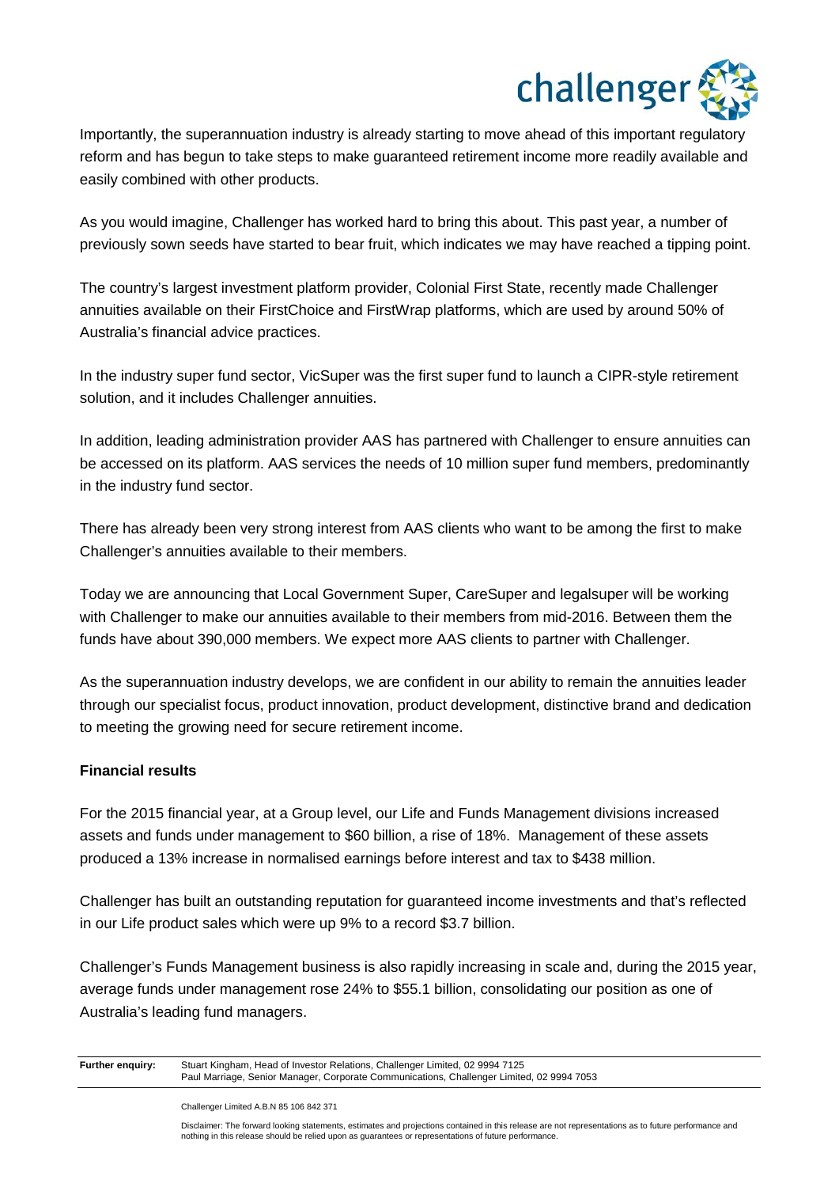Importantly, the superannuation industry is already starting to move ahead of this important regulatory reform and has begun to take steps to make guaranteed retirement income more readily available and easily combined with other products.

As you would imagine, Challenger has worked hard to bring this about. This past year, a number of previously sown seeds have started to bear fruit, which indicates we may have reached a tipping point.

The country's largest investment platform provider, Colonial First State, recently made Challenger annuities available on their FirstChoice and FirstWrap platforms, which are used by around 50% of Australia's financial advice practices.

In the industry super fund sector, VicSuper was the first super fund to launch a CIPR-style retirement solution, and it includes Challenger annuities.

In addition, leading administration provider AAS has partnered with Challenger to ensure annuities can be accessed on its platform. AAS services the needs of 10 million super fund members, predominantly in the industry fund sector.

There has already been very strong interest from AAS clients who want to be among the first to make Challenger's annuities available to their members.

Today we are announcing that Local Government Super, CareSuper and legalsuper will be working with Challenger to make our annuities available to their members from mid-2016. Between them the funds have about 390,000 members. We expect more AAS clients to partner with Challenger.

As the superannuation industry develops, we are confident in our ability to remain the annuities leader through our specialist focus, product innovation, product development, distinctive brand and dedication to meeting the growing need for secure retirement income.

**Financial results**

For the 2015 financial year, at a Group level, our Life and Funds Management divisions increased assets and funds under management to $60 billion, a rise of 18%. Management of these assets produced a 13% increase in normalised earnings before interest and tax to $438 million.

Challenger has built an outstanding reputation for guaranteed income investments and that's reflected in our Life product sales which were up 9% to a record $3.7 billion.

Challenger's Funds Management business is also rapidly increasing in scale and, during the 2015 year, average funds under management rose 24% to $55.1 billion, consolidating our position as one of Australia's leading fund managers.

**Further enquiry:** Stuart Kingham, Head of Investor Relations, Challenger Limited, 02 9994 7125
Paul Marriage, Senior Manager, Corporate Communications, Challenger Limited, 02 9994 7053

Challenger Limited A.B.N 85 106 842 371

Disclaimer: The forward looking statements, estimates and projections contained in this release are not representations as to future performance and nothing in this release should be relied upon as guarantees or representations of future performance.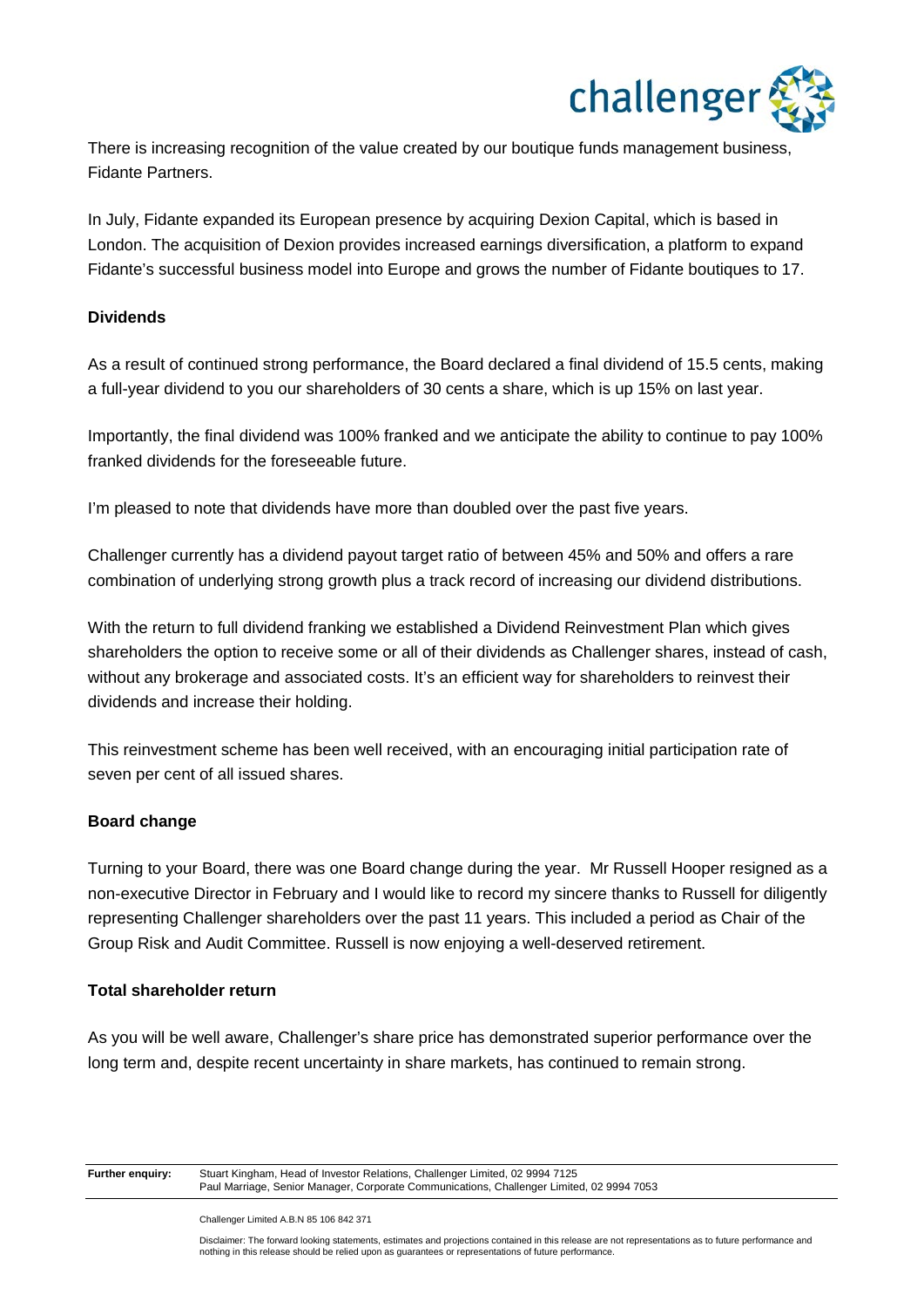There is increasing recognition of the value created by our boutique funds management business, Fidante Partners.

In July, Fidante expanded its European presence by acquiring Dexion Capital, which is based in London. The acquisition of Dexion provides increased earnings diversification, a platform to expand Fidante's successful business model into Europe and grows the number of Fidante boutiques to 17.

**Dividends**

As a result of continued strong performance, the Board declared a final dividend of 15.5 cents, making a full-year dividend to you our shareholders of 30 cents a share, which is up 15% on last year.

Importantly, the final dividend was 100% franked and we anticipate the ability to continue to pay 100% franked dividends for the foreseeable future.

I'm pleased to note that dividends have more than doubled over the past five years.

Challenger currently has a dividend payout target ratio of between 45% and 50% and offers a rare combination of underlying strong growth plus a track record of increasing our dividend distributions.

With the return to full dividend franking we established a Dividend Reinvestment Plan which gives shareholders the option to receive some or all of their dividends as Challenger shares, instead of cash, without any brokerage and associated costs. It's an efficient way for shareholders to reinvest their dividends and increase their holding.

This reinvestment scheme has been well received, with an encouraging initial participation rate of seven per cent of all issued shares.

**Board change**

Turning to your Board, there was one Board change during the year. Mr Russell Hooper resigned as a non-executive Director in February and I would like to record my sincere thanks to Russell for diligently representing Challenger shareholders over the past 11 years. This included a period as Chair of the Group Risk and Audit Committee. Russell is now enjoying a well-deserved retirement.

**Total shareholder return**

As you will be well aware, Challenger's share price has demonstrated superior performance over the long term and, despite recent uncertainty in share markets, has continued to remain strong.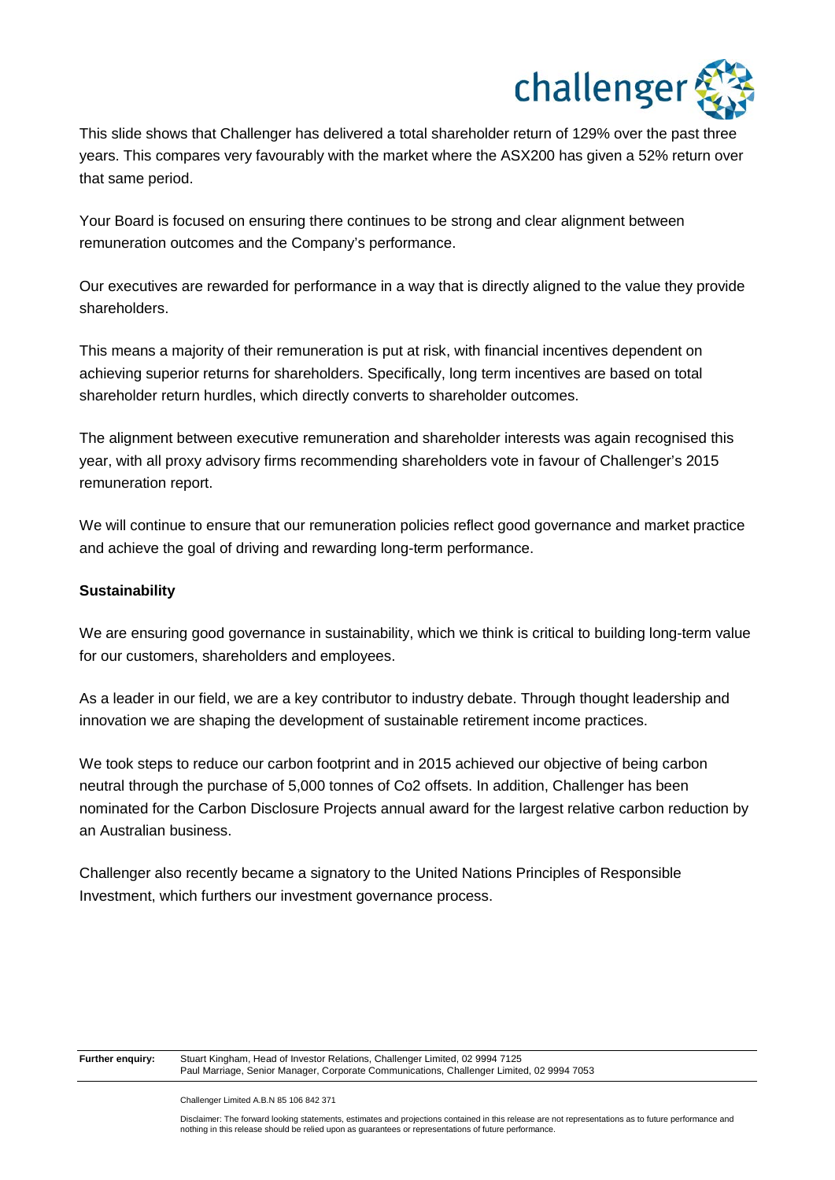This slide shows that Challenger has delivered a total shareholder return of 129% over the past three years. This compares very favourably with the market where the ASX200 has given a 52% return over that same period.

Your Board is focused on ensuring there continues to be strong and clear alignment between remuneration outcomes and the Company's performance.

Our executives are rewarded for performance in a way that is directly aligned to the value they provide shareholders.

This means a majority of their remuneration is put at risk, with financial incentives dependent on achieving superior returns for shareholders. Specifically, long term incentives are based on total shareholder return hurdles, which directly converts to shareholder outcomes.

The alignment between executive remuneration and shareholder interests was again recognised this year, with all proxy advisory firms recommending shareholders vote in favour of Challenger's 2015 remuneration report.

We will continue to ensure that our remuneration policies reflect good governance and market practice and achieve the goal of driving and rewarding long-term performance.

**Sustainability**

We are ensuring good governance in sustainability, which we think is critical to building long-term value for our customers, shareholders and employees.

As a leader in our field, we are a key contributor to industry debate. Through thought leadership and innovation we are shaping the development of sustainable retirement income practices.

We took steps to reduce our carbon footprint and in 2015 achieved our objective of being carbon neutral through the purchase of 5,000 tonnes of Co2 offsets. In addition, Challenger has been nominated for the Carbon Disclosure Projects annual award for the largest relative carbon reduction by an Australian business.

Challenger also recently became a signatory to the United Nations Principles of Responsible Investment, which furthers our investment governance process.

**Further enquiry:** Stuart Kingham, Head of Investor Relations, Challenger Limited, 02 9994 7125
Paul Marriage, Senior Manager, Corporate Communications, Challenger Limited, 02 9994 7053

Challenger Limited A.B.N 85 106 842 371

Disclaimer: The forward looking statements, estimates and projections contained in this release are not representations as to future performance and nothing in this release should be relied upon as guarantees or representations of future performance.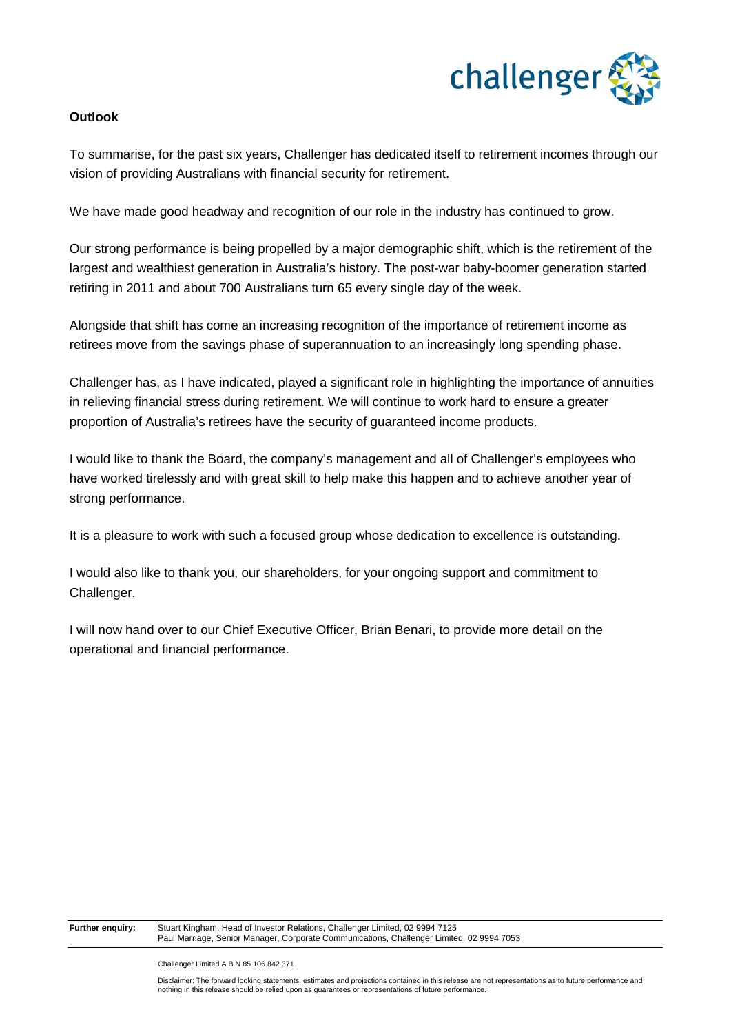## Outlook

To summarise, for the past six years, Challenger has dedicated itself to retirement incomes through our vision of providing Australians with financial security for retirement.

We have made good headway and recognition of our role in the industry has continued to grow.

Our strong performance is being propelled by a major demographic shift, which is the retirement of the largest and wealthiest generation in Australia's history. The post-war baby-boomer generation started retiring in 2011 and about 700 Australians turn 65 every single day of the week.

Alongside that shift has come an increasing recognition of the importance of retirement income as retirees move from the savings phase of superannuation to an increasingly long spending phase.

Challenger has, as I have indicated, played a significant role in highlighting the importance of annuities in relieving financial stress during retirement. We will continue to work hard to ensure a greater proportion of Australia's retirees have the security of guaranteed income products.

I would like to thank the Board, the company's management and all of Challenger's employees who have worked tirelessly and with great skill to help make this happen and to achieve another year of strong performance.

It is a pleasure to work with such a focused group whose dedication to excellence is outstanding.

I would also like to thank you, our shareholders, for your ongoing support and commitment to Challenger.

I will now hand over to our Chief Executive Officer, Brian Benari, to provide more detail on the operational and financial performance.

**Further enquiry:** Stuart Kingham, Head of Investor Relations, Challenger Limited, 02 9994 7125
Paul Marriage, Senior Manager, Corporate Communications, Challenger Limited, 02 9994 7053

Challenger Limited A.B.N 85 106 842 371

Disclaimer: The forward looking statements, estimates and projections contained in this release are not representations as to future performance and nothing in this release should be relied upon as guarantees or representations of future performance.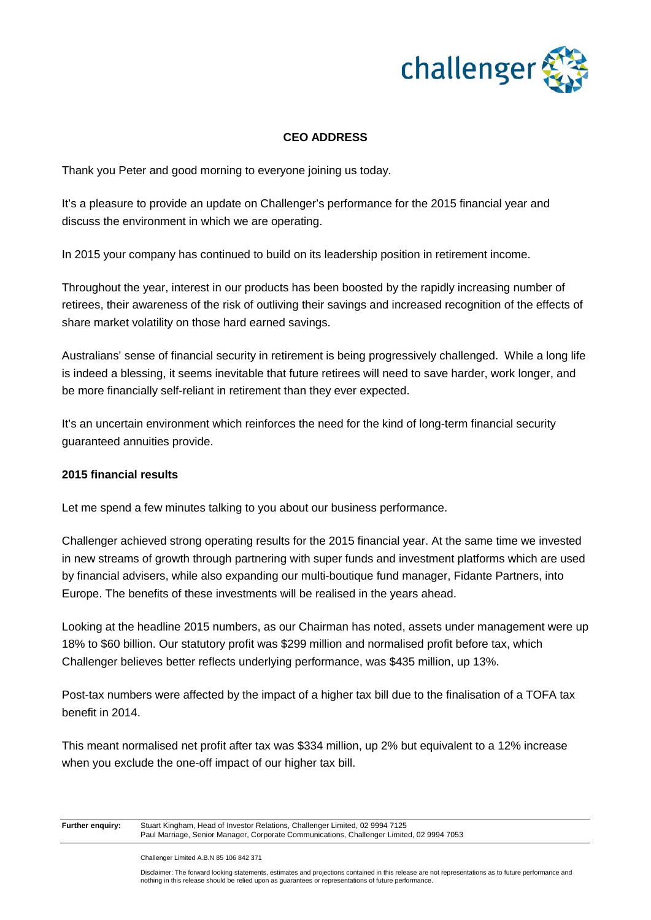## CEO ADDRESS

Thank you Peter and good morning to everyone joining us today.

It's a pleasure to provide an update on Challenger's performance for the 2015 financial year and discuss the environment in which we are operating.

In 2015 your company has continued to build on its leadership position in retirement income.

Throughout the year, interest in our products has been boosted by the rapidly increasing number of retirees, their awareness of the risk of outliving their savings and increased recognition of the effects of share market volatility on those hard earned savings.

Australians' sense of financial security in retirement is being progressively challenged. While a long life is indeed a blessing, it seems inevitable that future retirees will need to save harder, work longer, and be more financially self-reliant in retirement than they ever expected.

It's an uncertain environment which reinforces the need for the kind of long-term financial security guaranteed annuities provide.

**2015 financial results**

Let me spend a few minutes talking to you about our business performance.

Challenger achieved strong operating results for the 2015 financial year. At the same time we invested in new streams of growth through partnering with super funds and investment platforms which are used by financial advisers, while also expanding our multi-boutique fund manager, Fidante Partners, into Europe. The benefits of these investments will be realised in the years ahead.

Looking at the headline 2015 numbers, as our Chairman has noted, assets under management were up 18% to $60 billion. Our statutory profit was $299 million and normalised profit before tax, which Challenger believes better reflects underlying performance, was $435 million, up 13%.

Post-tax numbers were affected by the impact of a higher tax bill due to the finalisation of a TOFA tax benefit in 2014.

This meant normalised net profit after tax was $334 million, up 2% but equivalent to a 12% increase when you exclude the one-off impact of our higher tax bill.

**Further enquiry:** Stuart Kingham, Head of Investor Relations, Challenger Limited, 02 9994 7125
Paul Marriage, Senior Manager, Corporate Communications, Challenger Limited, 02 9994 7053

Challenger Limited A.B.N 85 106 842 371

Disclaimer: The forward looking statements, estimates and projections contained in this release are not representations as to future performance and nothing in this release should be relied upon as guarantees or representations of future performance.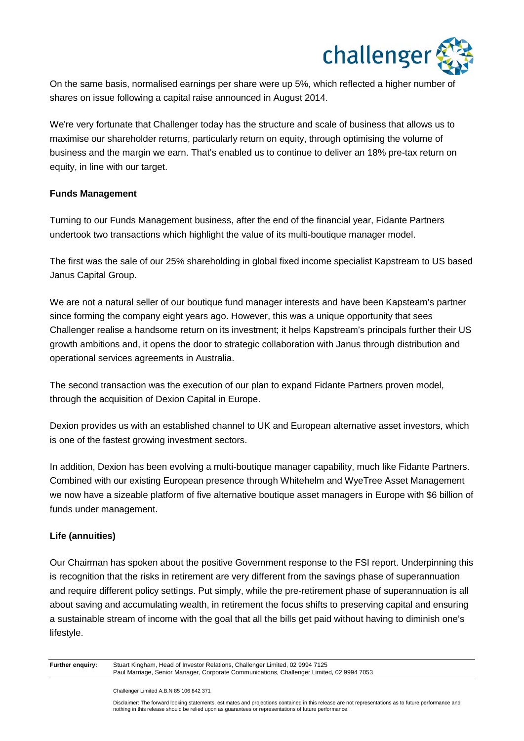On the same basis, normalised earnings per share were up 5%, which reflected a higher number of shares on issue following a capital raise announced in August 2014.

We're very fortunate that Challenger today has the structure and scale of business that allows us to maximise our shareholder returns, particularly return on equity, through optimising the volume of business and the margin we earn. That's enabled us to continue to deliver an 18% pre-tax return on equity, in line with our target.

**Funds Management**

Turning to our Funds Management business, after the end of the financial year, Fidante Partners undertook two transactions which highlight the value of its multi-boutique manager model.

The first was the sale of our 25% shareholding in global fixed income specialist Kapstream to US based Janus Capital Group.

We are not a natural seller of our boutique fund manager interests and have been Kapsteam's partner since forming the company eight years ago. However, this was a unique opportunity that sees Challenger realise a handsome return on its investment; it helps Kapstream's principals further their US growth ambitions and, it opens the door to strategic collaboration with Janus through distribution and operational services agreements in Australia.

The second transaction was the execution of our plan to expand Fidante Partners proven model, through the acquisition of Dexion Capital in Europe.

Dexion provides us with an established channel to UK and European alternative asset investors, which is one of the fastest growing investment sectors.

In addition, Dexion has been evolving a multi-boutique manager capability, much like Fidante Partners. Combined with our existing European presence through Whitehelm and WyeTree Asset Management we now have a sizeable platform of five alternative boutique asset managers in Europe with $6 billion of funds under management.

**Life (annuities)**

Our Chairman has spoken about the positive Government response to the FSI report. Underpinning this is recognition that the risks in retirement are very different from the savings phase of superannuation and require different policy settings. Put simply, while the pre-retirement phase of superannuation is all about saving and accumulating wealth, in retirement the focus shifts to preserving capital and ensuring a sustainable stream of income with the goal that all the bills get paid without having to diminish one's lifestyle.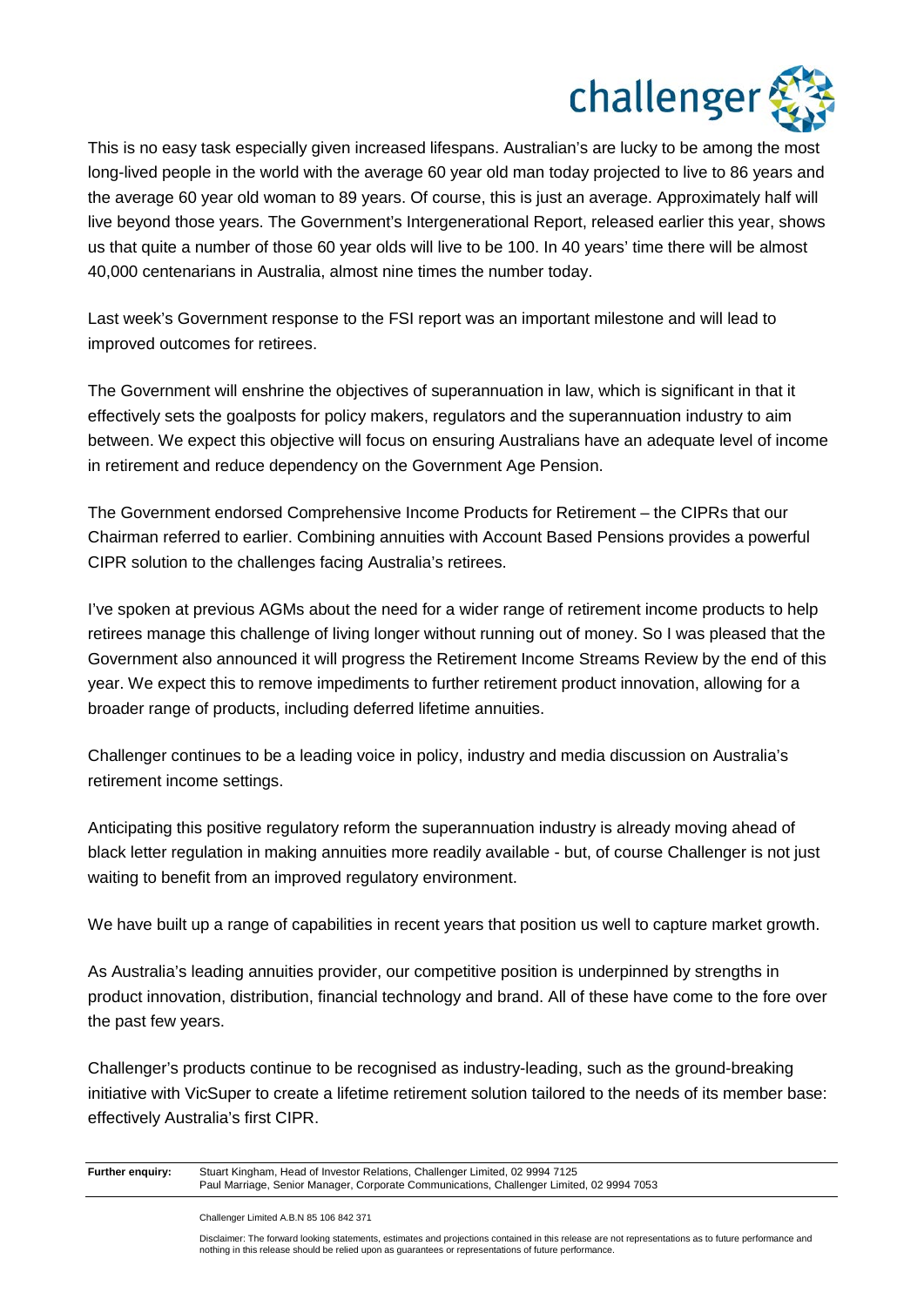This is no easy task especially given increased lifespans. Australian's are lucky to be among the most long-lived people in the world with the average 60 year old man today projected to live to 86 years and the average 60 year old woman to 89 years. Of course, this is just an average. Approximately half will live beyond those years. The Government's Intergenerational Report, released earlier this year, shows us that quite a number of those 60 year olds will live to be 100. In 40 years' time there will be almost 40,000 centenarians in Australia, almost nine times the number today.

Last week's Government response to the FSI report was an important milestone and will lead to improved outcomes for retirees.

The Government will enshrine the objectives of superannuation in law, which is significant in that it effectively sets the goalposts for policy makers, regulators and the superannuation industry to aim between. We expect this objective will focus on ensuring Australians have an adequate level of income in retirement and reduce dependency on the Government Age Pension.

The Government endorsed Comprehensive Income Products for Retirement – the CIPRs that our Chairman referred to earlier. Combining annuities with Account Based Pensions provides a powerful CIPR solution to the challenges facing Australia's retirees.

I've spoken at previous AGMs about the need for a wider range of retirement income products to help retirees manage this challenge of living longer without running out of money. So I was pleased that the Government also announced it will progress the Retirement Income Streams Review by the end of this year. We expect this to remove impediments to further retirement product innovation, allowing for a broader range of products, including deferred lifetime annuities.

Challenger continues to be a leading voice in policy, industry and media discussion on Australia's retirement income settings.

Anticipating this positive regulatory reform the superannuation industry is already moving ahead of black letter regulation in making annuities more readily available - but, of course Challenger is not just waiting to benefit from an improved regulatory environment.

We have built up a range of capabilities in recent years that position us well to capture market growth.

As Australia's leading annuities provider, our competitive position is underpinned by strengths in product innovation, distribution, financial technology and brand. All of these have come to the fore over the past few years.

Challenger's products continue to be recognised as industry-leading, such as the ground-breaking initiative with VicSuper to create a lifetime retirement solution tailored to the needs of its member base: effectively Australia's first CIPR.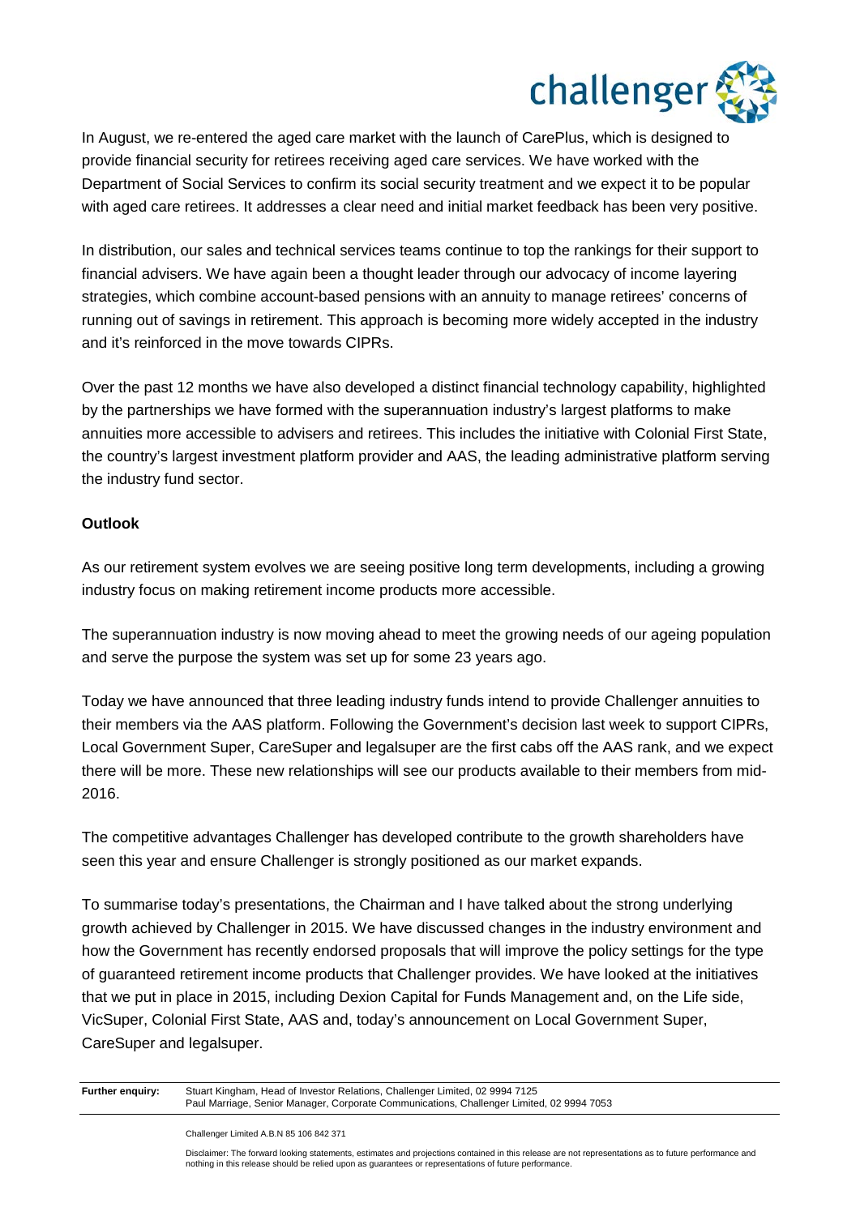In August, we re-entered the aged care market with the launch of CarePlus, which is designed to provide financial security for retirees receiving aged care services. We have worked with the Department of Social Services to confirm its social security treatment and we expect it to be popular with aged care retirees. It addresses a clear need and initial market feedback has been very positive.

In distribution, our sales and technical services teams continue to top the rankings for their support to financial advisers. We have again been a thought leader through our advocacy of income layering strategies, which combine account-based pensions with an annuity to manage retirees' concerns of running out of savings in retirement. This approach is becoming more widely accepted in the industry and it's reinforced in the move towards CIPRs.

Over the past 12 months we have also developed a distinct financial technology capability, highlighted by the partnerships we have formed with the superannuation industry's largest platforms to make annuities more accessible to advisers and retirees. This includes the initiative with Colonial First State, the country's largest investment platform provider and AAS, the leading administrative platform serving the industry fund sector.

**Outlook**

As our retirement system evolves we are seeing positive long term developments, including a growing industry focus on making retirement income products more accessible.

The superannuation industry is now moving ahead to meet the growing needs of our ageing population and serve the purpose the system was set up for some 23 years ago.

Today we have announced that three leading industry funds intend to provide Challenger annuities to their members via the AAS platform. Following the Government's decision last week to support CIPRs, Local Government Super, CareSuper and legalsuper are the first cabs off the AAS rank, and we expect there will be more. These new relationships will see our products available to their members from mid-2016.

The competitive advantages Challenger has developed contribute to the growth shareholders have seen this year and ensure Challenger is strongly positioned as our market expands.

To summarise today's presentations, the Chairman and I have talked about the strong underlying growth achieved by Challenger in 2015. We have discussed changes in the industry environment and how the Government has recently endorsed proposals that will improve the policy settings for the type of guaranteed retirement income products that Challenger provides. We have looked at the initiatives that we put in place in 2015, including Dexion Capital for Funds Management and, on the Life side, VicSuper, Colonial First State, AAS and, today's announcement on Local Government Super, CareSuper and legalsuper.

**Further enquiry:** Stuart Kingham, Head of Investor Relations, Challenger Limited, 02 9994 7125
Paul Marriage, Senior Manager, Corporate Communications, Challenger Limited, 02 9994 7053

Challenger Limited A.B.N 85 106 842 371

Disclaimer: The forward looking statements, estimates and projections contained in this release are not representations as to future performance and nothing in this release should be relied upon as guarantees or representations of future performance.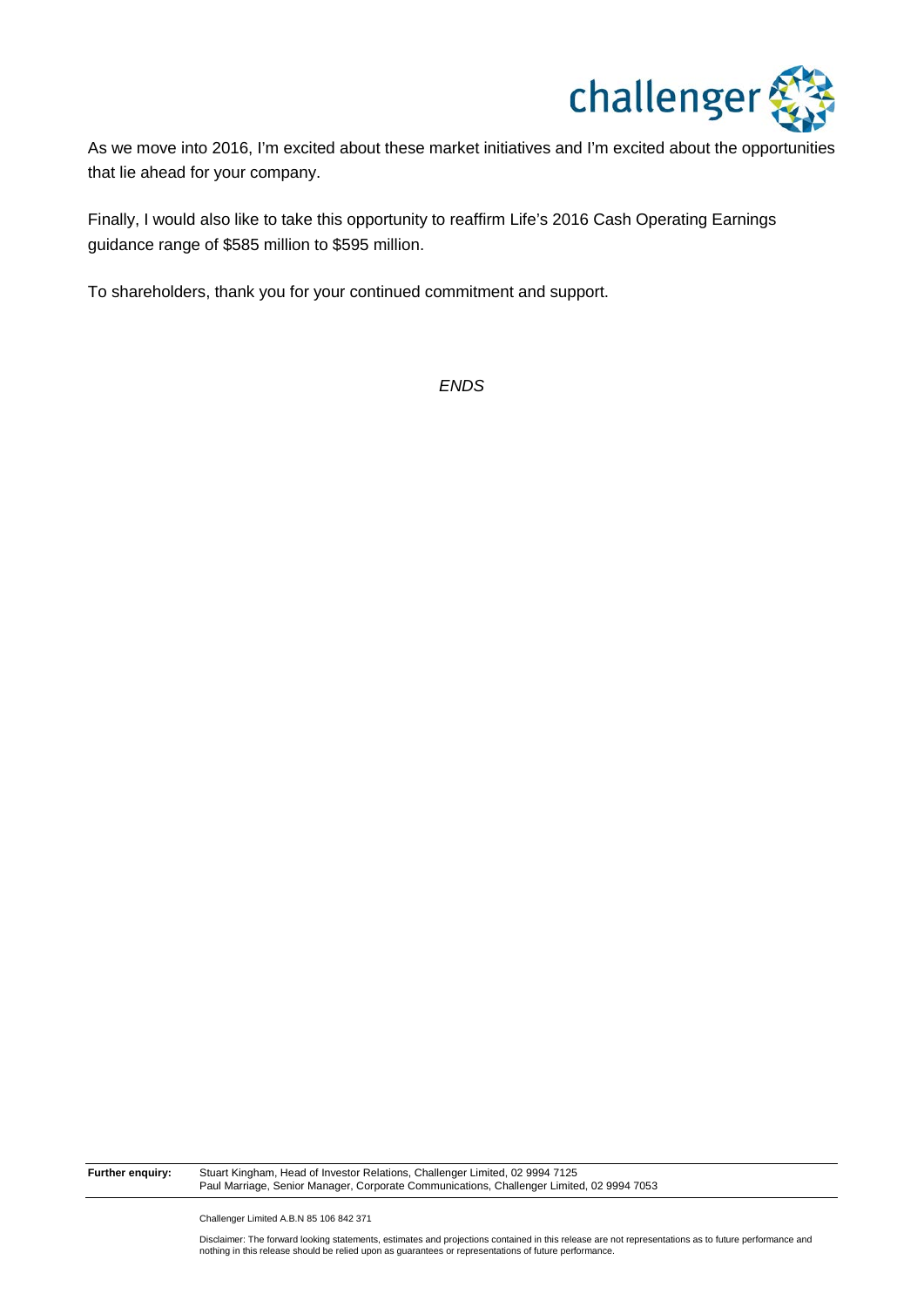As we move into 2016, I'm excited about these market initiatives and I'm excited about the opportunities that lie ahead for your company.

Finally, I would also like to take this opportunity to reaffirm Life's 2016 Cash Operating Earnings guidance range of $585 million to $595 million.

To shareholders, thank you for your continued commitment and support.

*ENDS*

**Further enquiry:** Stuart Kingham, Head of Investor Relations, Challenger Limited, 02 9994 7125
Paul Marriage, Senior Manager, Corporate Communications, Challenger Limited, 02 9994 7053

Challenger Limited A.B.N 85 106 842 371

Disclaimer: The forward looking statements, estimates and projections contained in this release are not representations as to future performance and nothing in this release should be relied upon as guarantees or representations of future performance.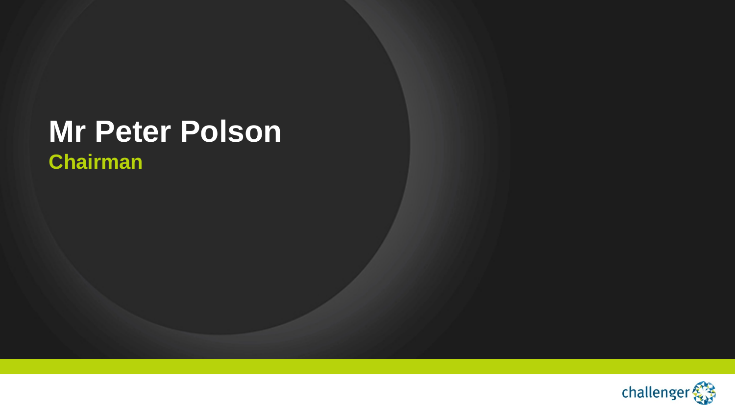# Mr Peter Polson

## Chairman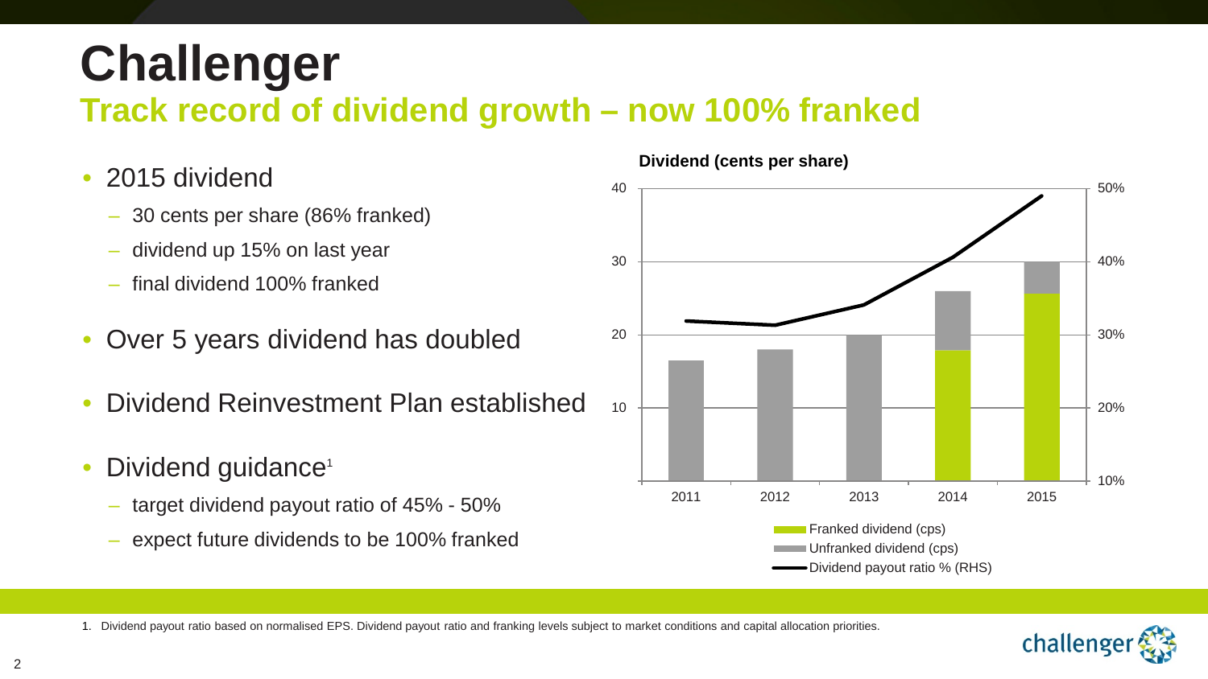# Challenger

## Track record of dividend growth – now 100% franked

- 2015 dividend
  - 30 cents per share (86% franked)
  - dividend up 15% on last year
  - final dividend 100% franked
- Over 5 years dividend has doubled
- Dividend Reinvestment Plan established
- Dividend guidance[1]
  - target dividend payout ratio of 45% - 50%
  - expect future dividends to be 100% franked

**Dividend (cents per share)**

Franked dividend (cps)
Unfranked dividend (cps)
Dividend payout ratio % (RHS)

1. Dividend payout ratio based on normalised EPS. Dividend payout ratio and franking levels subject to market conditions and capital allocation priorities.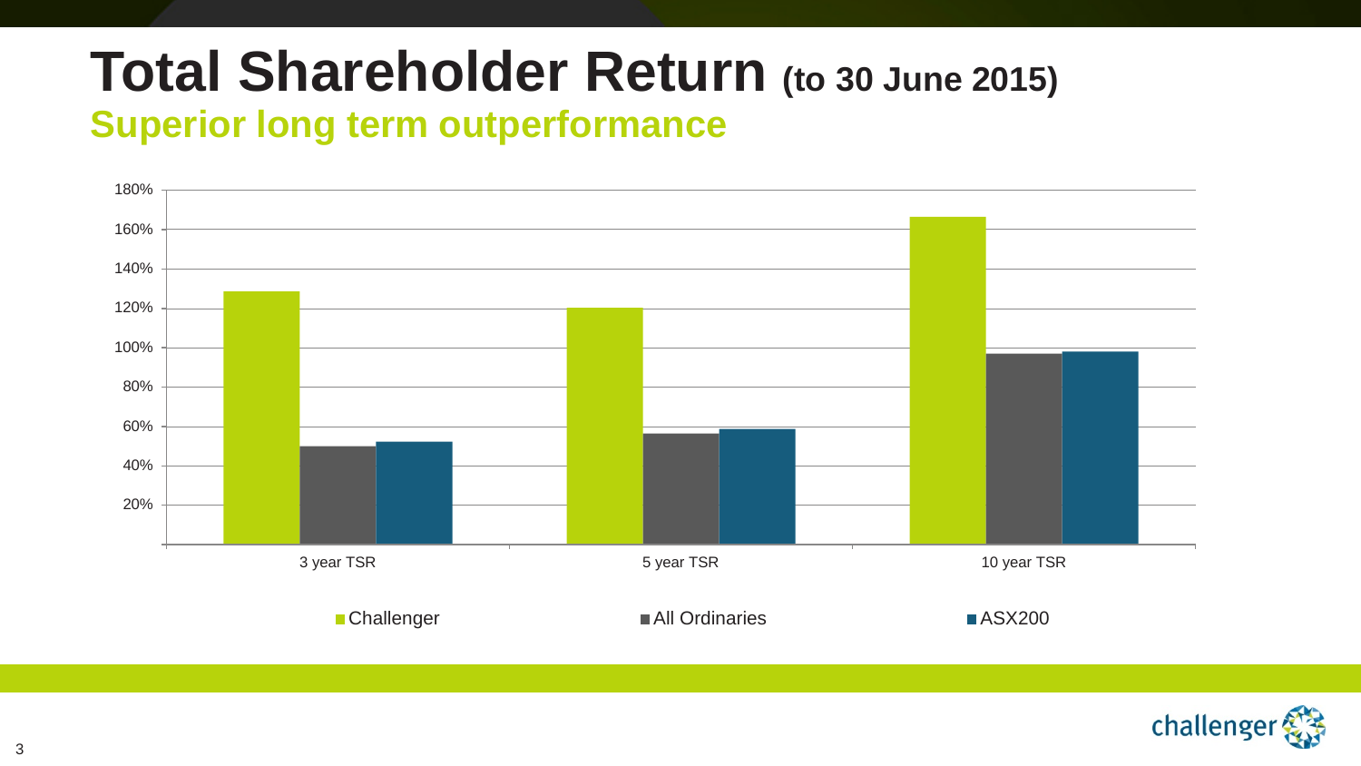# Total Shareholder Return (to 30 June 2015)

## Superior long term outperformance

180%
160%
140%
120%
100%
80%
60%
40%
20%

3 year TSR | 5 year TSR | 10 year TSR

Challenger | All Ordinaries | ASX200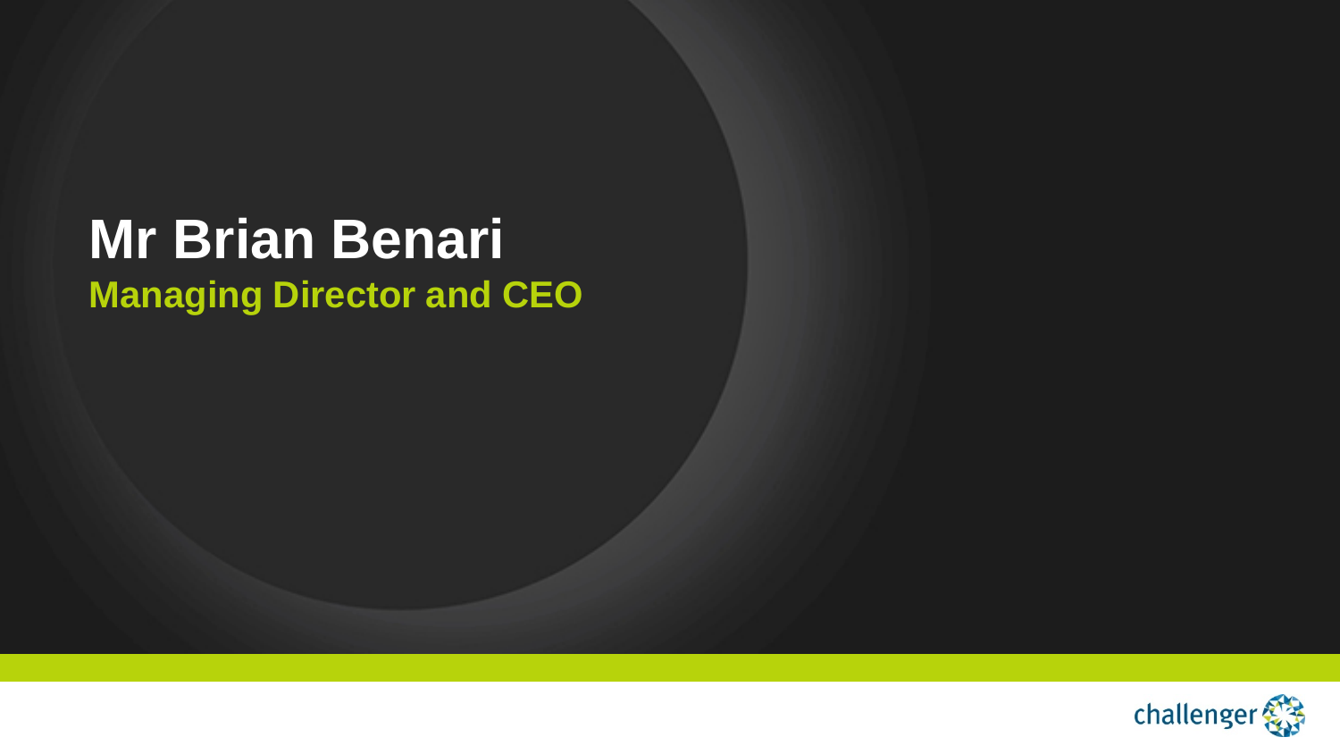# Mr Brian Benari

**Managing Director and CEO**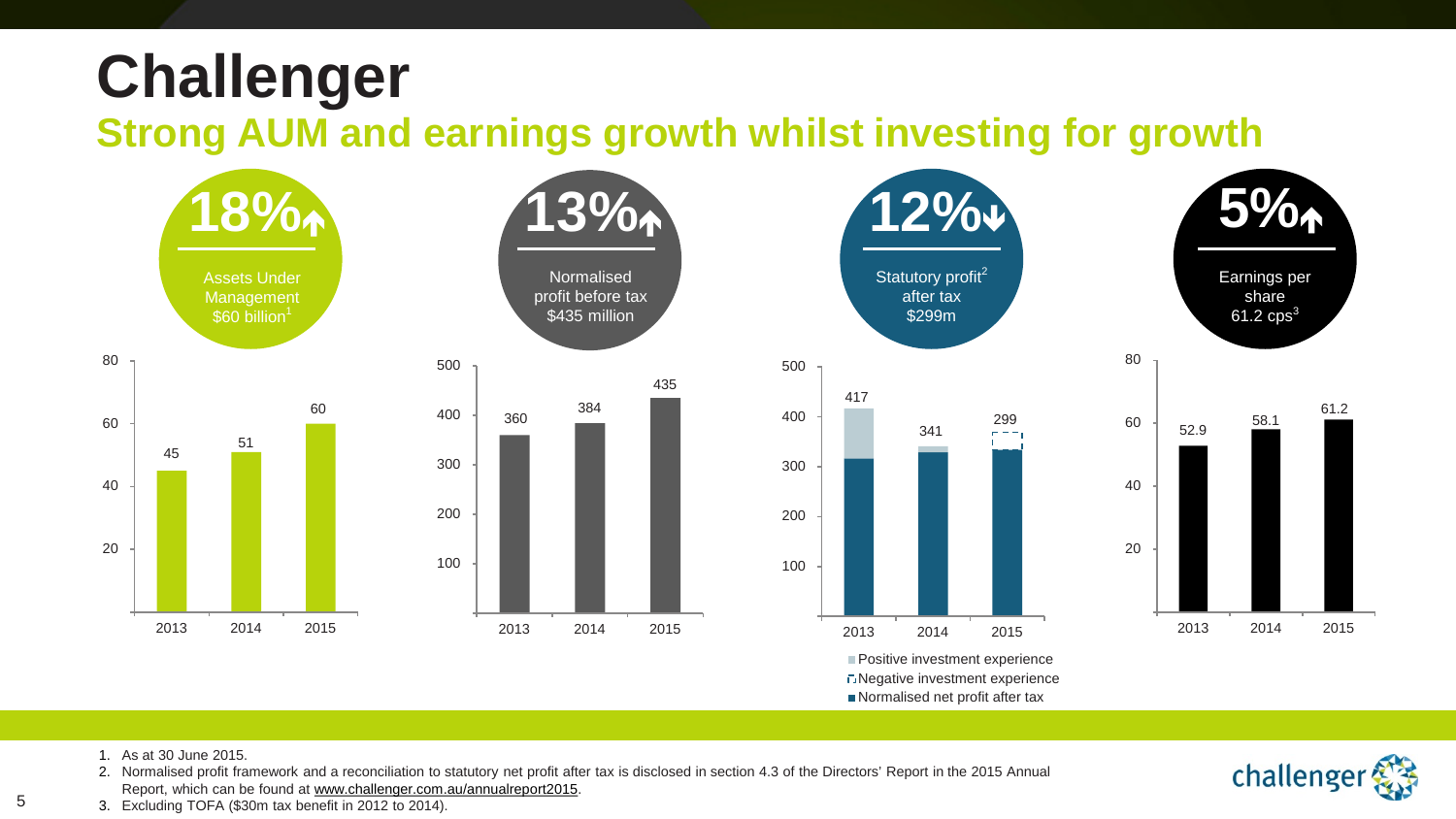# Challenger

## Strong AUM and earnings growth whilst investing for growth

**18%** ↑
Assets Under Management
$60 billion[1]

| Year | AUM ($bn) |
|---|---|
| 2013 | 45 |
| 2014 | 51 |
| 2015 | 60 |

**13%** ↑
Normalised profit before tax
$435 million

| Year | Normalised profit before tax ($m) |
|---|---|
| 2013 | 360 |
| 2014 | 384 |
| 2015 | 435 |

**12%** ↓
Statutory profit[2] after tax
$299m

| Year | Statutory profit after tax ($m) |
|---|---|
| 2013 | 417 |
| 2014 | 341 |
| 2015 | 299 |

- Positive investment experience
- Negative investment experience
- Normalised net profit after tax

**5%** ↑
Earnings per share
61.2 cps[3]

| Year | Earnings per share (cps) |
|---|---|
| 2013 | 52.9 |
| 2014 | 58.1 |
| 2015 | 61.2 |

1. As at 30 June 2015.
2. Normalised profit framework and a reconciliation to statutory net profit after tax is disclosed in section 4.3 of the Directors' Report in the 2015 Annual Report, which can be found at www.challenger.com.au/annualreport2015.
3. Excluding TOFA ($30m tax benefit in 2012 to 2014).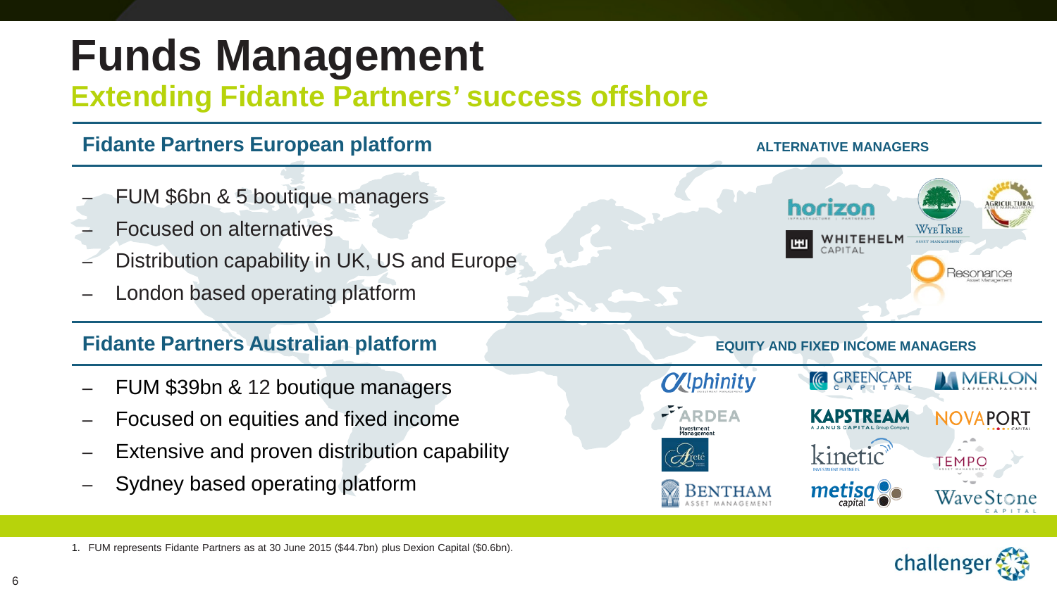# Funds Management

## Extending Fidante Partners' success offshore

### Fidante Partners European platform

**ALTERNATIVE MANAGERS**

- FUM \$6bn & 5 boutique managers
- Focused on alternatives
- Distribution capability in UK, US and Europe
- London based operating platform

Horizon, WyeTree, Agricultural Asset Management, Whitehelm Capital, Resonance

### Fidante Partners Australian platform

**EQUITY AND FIXED INCOME MANAGERS**

- FUM \$39bn & 12 boutique managers
- Focused on equities and fixed income
- Extensive and proven distribution capability
- Sydney based operating platform

Alphinity, Greencape Capital, Merlon Capital Partners, Ardea Investment Management, Kapstream, Novaport Capital, Areté, Kinetic Investment Partners, Tempo Asset Management, Bentham Asset Management, Metisq Capital, WaveStone Capital

1. FUM represents Fidante Partners as at 30 June 2015 (\$44.7bn) plus Dexion Capital (\$0.6bn).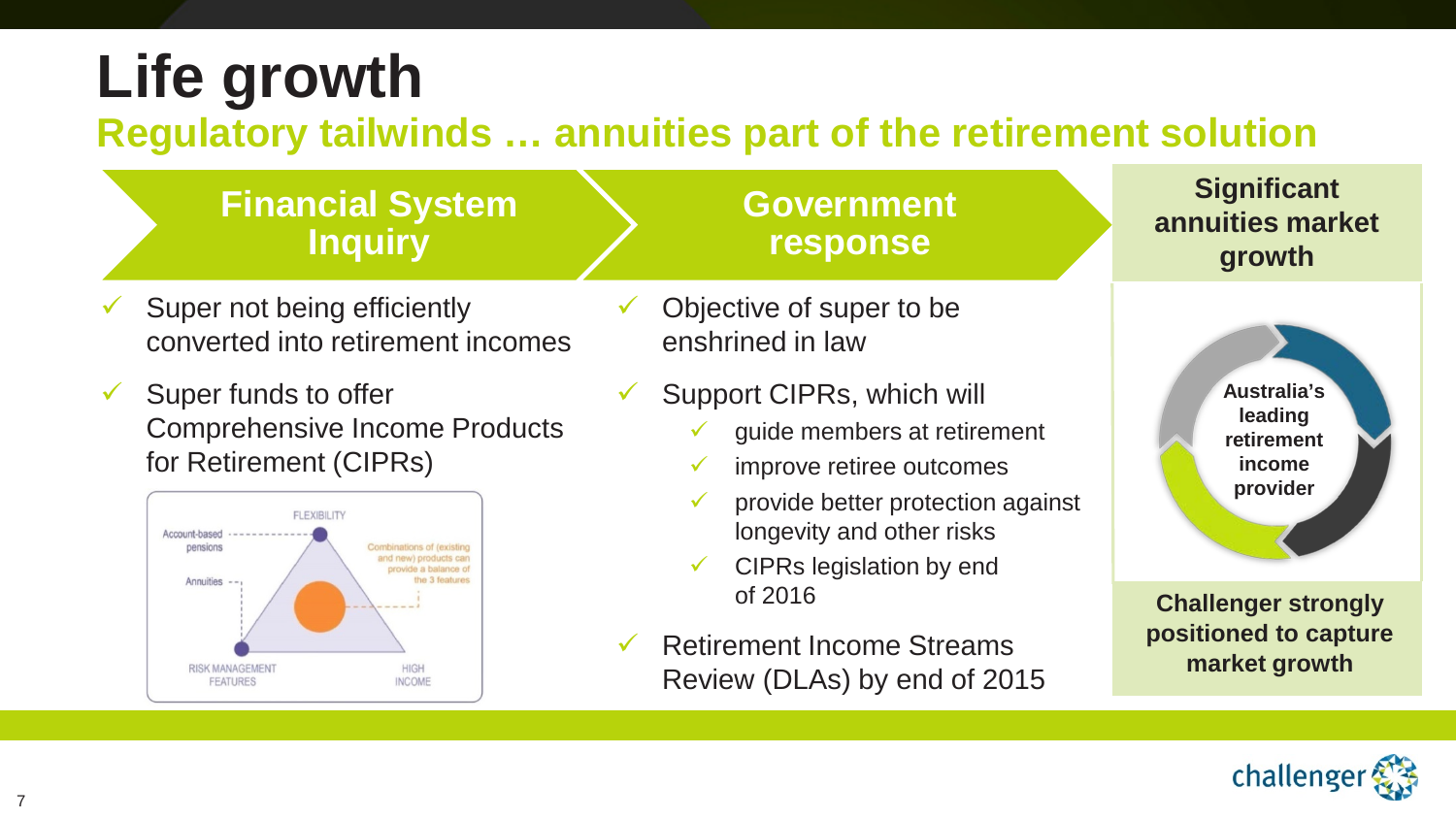# Life growth

## Regulatory tailwinds … annuities part of the retirement solution

### Financial System Inquiry

- ✓ Super not being efficiently converted into retirement incomes
- ✓ Super funds to offer Comprehensive Income Products for Retirement (CIPRs)

FLEXIBILITY

Account-based pensions

Annuities

Combinations of (existing and new) products can provide a balance of the 3 features

RISK MANAGEMENT FEATURES

HIGH INCOME

### Government response

- ✓ Objective of super to be enshrined in law
- ✓ Support CIPRs, which will
  - ✓ guide members at retirement
  - ✓ improve retiree outcomes
  - ✓ provide better protection against longevity and other risks
  - ✓ CIPRs legislation by end of 2016
- ✓ Retirement Income Streams Review (DLAs) by end of 2015

### Significant annuities market growth

Australia's leading retirement income provider

**Challenger strongly positioned to capture market growth**